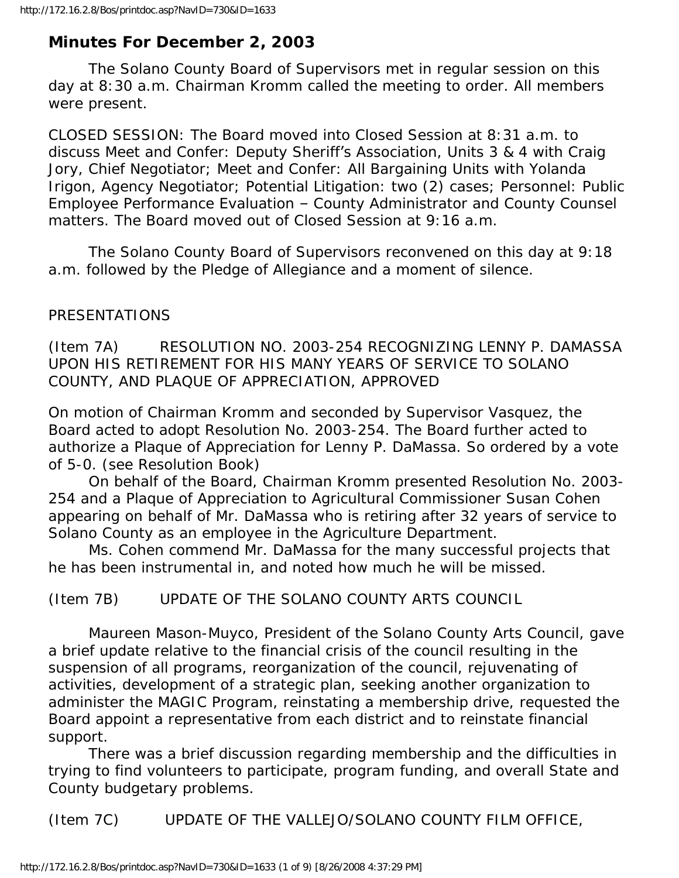# Minutes For December 2, 2003

The Solano County Board of Supervisors met in regular session on this day at 8:30 a.m. Chairman Kromm called the meeting to order. All members were present.

CLOSED SESSION: The Board moved into Closed Session at 8:31 a.m. to discuss Meet and Confer: Deputy Sheriff's Association, Units 3 & 4 with Craig Jory, Chief Negotiator; Meet and Confer: All Bargaining Units with Yolanda Irigon, Agency Negotiator; Potential Litigation: two (2) cases; Personnel: Public Employee Performance Evaluation – County Administrator and County Counsel matters. The Board moved out of Closed Session at 9:16 a.m.

The Solano County Board of Supervisors reconvened on this day at 9:18 a.m. followed by the Pledge of Allegiance and a moment of silence.

PRESENTATIONS

(Item 7A) RESOLUTION NO. 2003-254 RECOGNIZING LENNY P. DAMASSA UPON HIS RETIREMENT FOR HIS MANY YEARS OF SERVICE TO SOLANO COUNTY, AND PLAQUE OF APPRECIATION, APPROVED

On motion of Chairman Kromm and seconded by Supervisor Vasquez, the Board acted to adopt Resolution No. 2003-254. The Board further acted to authorize a Plaque of Appreciation for Lenny P. DaMassa. So ordered by a vote of 5-0. (see Resolution Book)

On behalf of the Board, Chairman Kromm presented Resolution No. 2003-254 and a Plaque of Appreciation to Agricultural Commissioner Susan Cohen appearing on behalf of Mr. DaMassa who is retiring after 32 years of service to Solano County as an employee in the Agriculture Department.

Ms. Cohen commend Mr. DaMassa for the many successful projects that he has been instrumental in, and noted how much he will be missed.

(Item 7B) UPDATE OF THE SOLANO COUNTY ARTS COUNCIL

Maureen Mason-Muyco, President of the Solano County Arts Council, gave a brief update relative to the financial crisis of the council resulting in the suspension of all programs, reorganization of the council, rejuvenating of activities, development of a strategic plan, seeking another organization to administer the MAGIC Program, reinstating a membership drive, requested the Board appoint a representative from each district and to reinstate financial support.

There was a brief discussion regarding membership and the difficulties in trying to find volunteers to participate, program funding, and overall State and County budgetary problems.

(Item 7C) UPDATE OF THE VALLEJO/SOLANO COUNTY FILM OFFICE,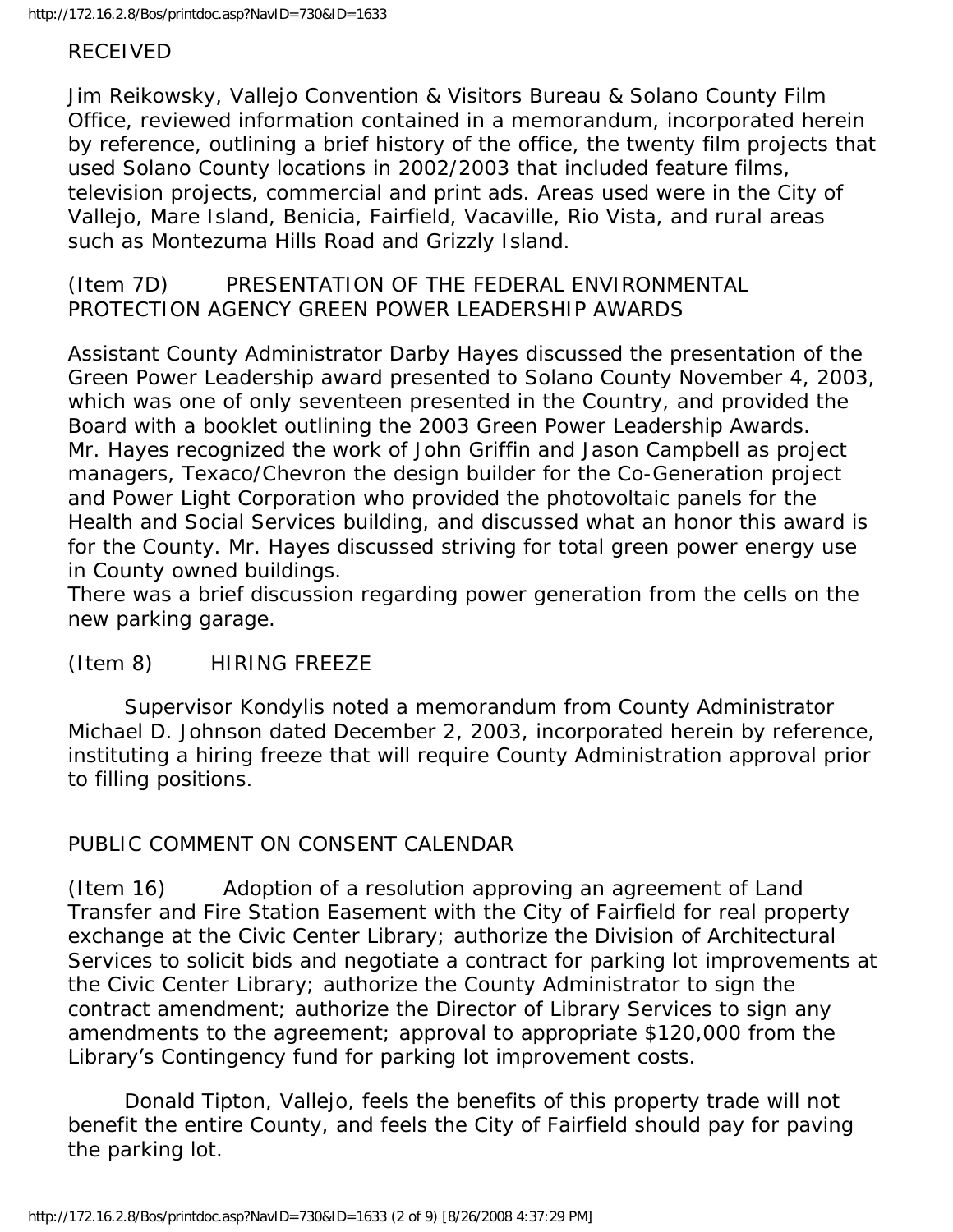RECEIVED

Jim Reikowsky, Vallejo Convention & Visitors Bureau & Solano County Film Office, reviewed information contained in a memorandum, incorporated herein by reference, outlining a brief history of the office, the twenty film projects that used Solano County locations in 2002/2003 that included feature films, television projects, commercial and print ads. Areas used were in the City of Vallejo, Mare Island, Benicia, Fairfield, Vacaville, Rio Vista, and rural areas such as Montezuma Hills Road and Grizzly Island.

(Item 7D) PRESENTATION OF THE FEDERAL ENVIRONMENTAL PROTECTION AGENCY GREEN POWER LEADERSHIP AWARDS

Assistant County Administrator Darby Hayes discussed the presentation of the Green Power Leadership award presented to Solano County November 4, 2003, which was one of only seventeen presented in the Country, and provided the Board with a booklet outlining the 2003 Green Power Leadership Awards. Mr. Hayes recognized the work of John Griffin and Jason Campbell as project managers, Texaco/Chevron the design builder for the Co-Generation project and Power Light Corporation who provided the photovoltaic panels for the Health and Social Services building, and discussed what an honor this award is for the County. Mr. Hayes discussed striving for total green power energy use in County owned buildings.

There was a brief discussion regarding power generation from the cells on the new parking garage.

(Item 8) HIRING FREEZE

Supervisor Kondylis noted a memorandum from County Administrator Michael D. Johnson dated December 2, 2003, incorporated herein by reference, instituting a hiring freeze that will require County Administration approval prior to filling positions.

PUBLIC COMMENT ON CONSENT CALENDAR

(Item 16) Adoption of a resolution approving an agreement of Land Transfer and Fire Station Easement with the City of Fairfield for real property exchange at the Civic Center Library; authorize the Division of Architectural Services to solicit bids and negotiate a contract for parking lot improvements at the Civic Center Library; authorize the County Administrator to sign the contract amendment; authorize the Director of Library Services to sign any amendments to the agreement; approval to appropriate $120,000 from the Library's Contingency fund for parking lot improvement costs.

Donald Tipton, Vallejo, feels the benefits of this property trade will not benefit the entire County, and feels the City of Fairfield should pay for paving the parking lot.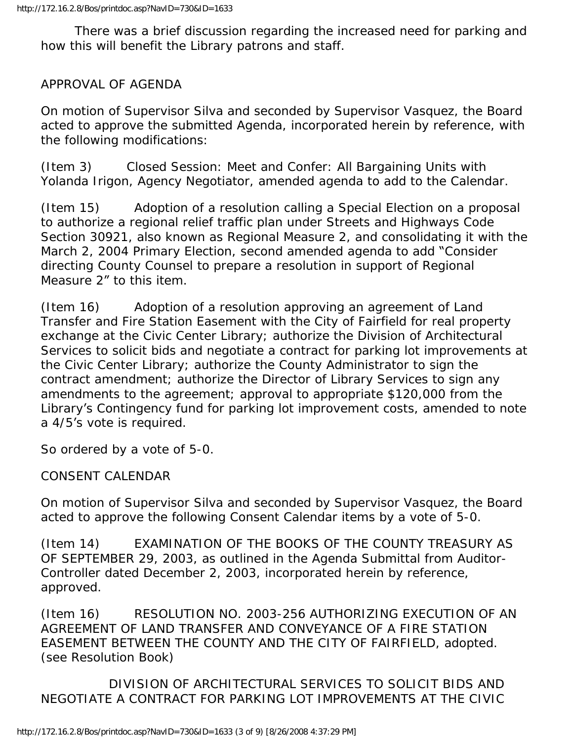There was a brief discussion regarding the increased need for parking and how this will benefit the Library patrons and staff.

APPROVAL OF AGENDA

On motion of Supervisor Silva and seconded by Supervisor Vasquez, the Board acted to approve the submitted Agenda, incorporated herein by reference, with the following modifications:

(Item 3) Closed Session: Meet and Confer: All Bargaining Units with Yolanda Irigon, Agency Negotiator, amended agenda to add to the Calendar.

(Item 15) Adoption of a resolution calling a Special Election on a proposal to authorize a regional relief traffic plan under Streets and Highways Code Section 30921, also known as Regional Measure 2, and consolidating it with the March 2, 2004 Primary Election, second amended agenda to add "Consider directing County Counsel to prepare a resolution in support of Regional Measure 2" to this item.

(Item 16) Adoption of a resolution approving an agreement of Land Transfer and Fire Station Easement with the City of Fairfield for real property exchange at the Civic Center Library; authorize the Division of Architectural Services to solicit bids and negotiate a contract for parking lot improvements at the Civic Center Library; authorize the County Administrator to sign the contract amendment; authorize the Director of Library Services to sign any amendments to the agreement; approval to appropriate $120,000 from the Library's Contingency fund for parking lot improvement costs, amended to note a 4/5's vote is required.

So ordered by a vote of 5-0.

CONSENT CALENDAR

On motion of Supervisor Silva and seconded by Supervisor Vasquez, the Board acted to approve the following Consent Calendar items by a vote of 5-0.

(Item 14) EXAMINATION OF THE BOOKS OF THE COUNTY TREASURY AS OF SEPTEMBER 29, 2003, as outlined in the Agenda Submittal from Auditor-Controller dated December 2, 2003, incorporated herein by reference, approved.

(Item 16) RESOLUTION NO. 2003-256 AUTHORIZING EXECUTION OF AN AGREEMENT OF LAND TRANSFER AND CONVEYANCE OF A FIRE STATION EASEMENT BETWEEN THE COUNTY AND THE CITY OF FAIRFIELD, adopted. (see Resolution Book)

DIVISION OF ARCHITECTURAL SERVICES TO SOLICIT BIDS AND NEGOTIATE A CONTRACT FOR PARKING LOT IMPROVEMENTS AT THE CIVIC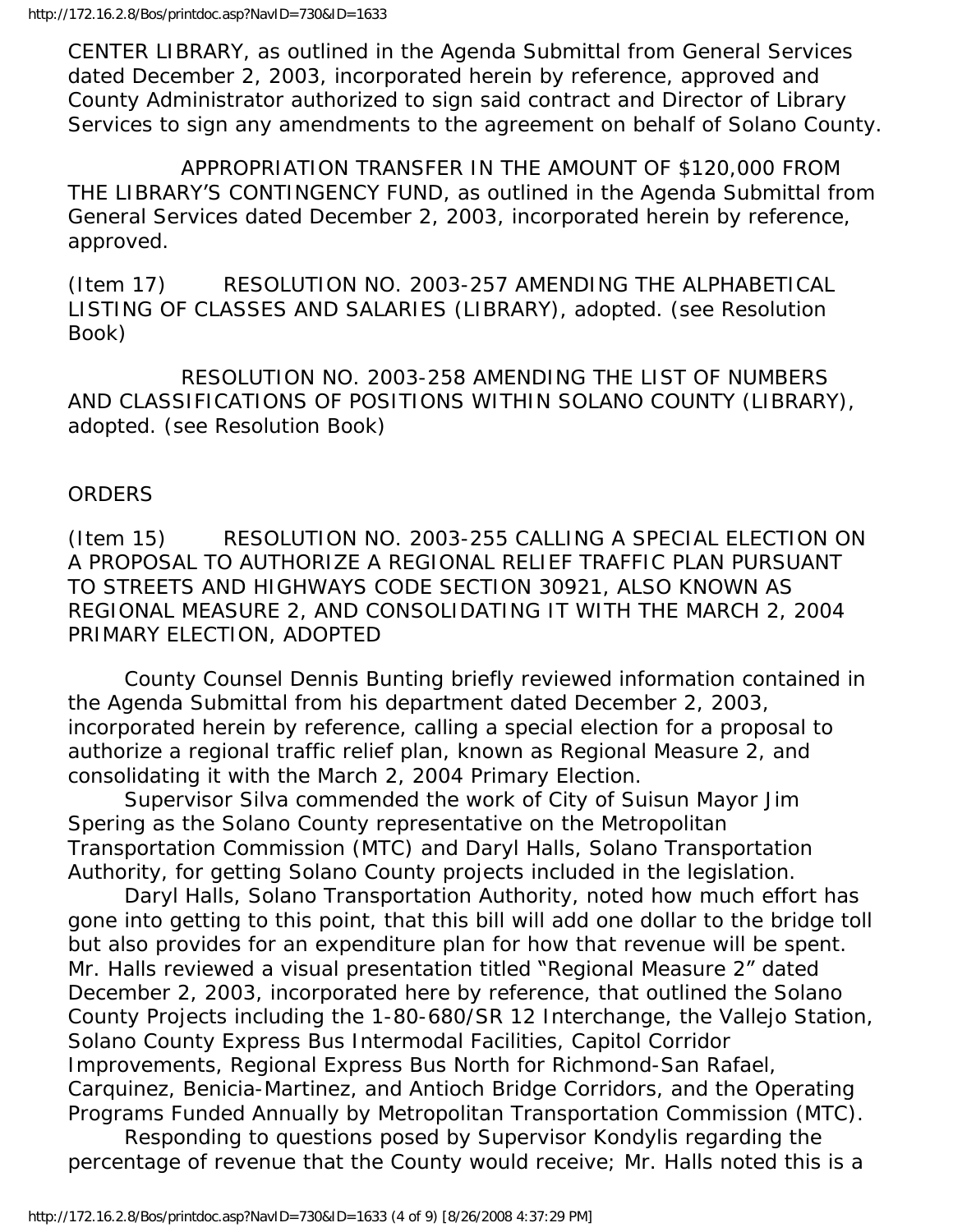CENTER LIBRARY, as outlined in the Agenda Submittal from General Services dated December 2, 2003, incorporated herein by reference, approved and County Administrator authorized to sign said contract and Director of Library Services to sign any amendments to the agreement on behalf of Solano County.

APPROPRIATION TRANSFER IN THE AMOUNT OF $120,000 FROM THE LIBRARY'S CONTINGENCY FUND, as outlined in the Agenda Submittal from General Services dated December 2, 2003, incorporated herein by reference, approved.

(Item 17) RESOLUTION NO. 2003-257 AMENDING THE ALPHABETICAL LISTING OF CLASSES AND SALARIES (LIBRARY), adopted. (see Resolution Book)

RESOLUTION NO. 2003-258 AMENDING THE LIST OF NUMBERS AND CLASSIFICATIONS OF POSITIONS WITHIN SOLANO COUNTY (LIBRARY), adopted. (see Resolution Book)

ORDERS

(Item 15) RESOLUTION NO. 2003-255 CALLING A SPECIAL ELECTION ON A PROPOSAL TO AUTHORIZE A REGIONAL RELIEF TRAFFIC PLAN PURSUANT TO STREETS AND HIGHWAYS CODE SECTION 30921, ALSO KNOWN AS REGIONAL MEASURE 2, AND CONSOLIDATING IT WITH THE MARCH 2, 2004 PRIMARY ELECTION, ADOPTED

County Counsel Dennis Bunting briefly reviewed information contained in the Agenda Submittal from his department dated December 2, 2003, incorporated herein by reference, calling a special election for a proposal to authorize a regional traffic relief plan, known as Regional Measure 2, and consolidating it with the March 2, 2004 Primary Election.

Supervisor Silva commended the work of City of Suisun Mayor Jim Spering as the Solano County representative on the Metropolitan Transportation Commission (MTC) and Daryl Halls, Solano Transportation Authority, for getting Solano County projects included in the legislation.

Daryl Halls, Solano Transportation Authority, noted how much effort has gone into getting to this point, that this bill will add one dollar to the bridge toll but also provides for an expenditure plan for how that revenue will be spent. Mr. Halls reviewed a visual presentation titled "Regional Measure 2" dated December 2, 2003, incorporated here by reference, that outlined the Solano County Projects including the 1-80-680/SR 12 Interchange, the Vallejo Station, Solano County Express Bus Intermodal Facilities, Capitol Corridor Improvements, Regional Express Bus North for Richmond-San Rafael, Carquinez, Benicia-Martinez, and Antioch Bridge Corridors, and the Operating Programs Funded Annually by Metropolitan Transportation Commission (MTC).

Responding to questions posed by Supervisor Kondylis regarding the percentage of revenue that the County would receive; Mr. Halls noted this is a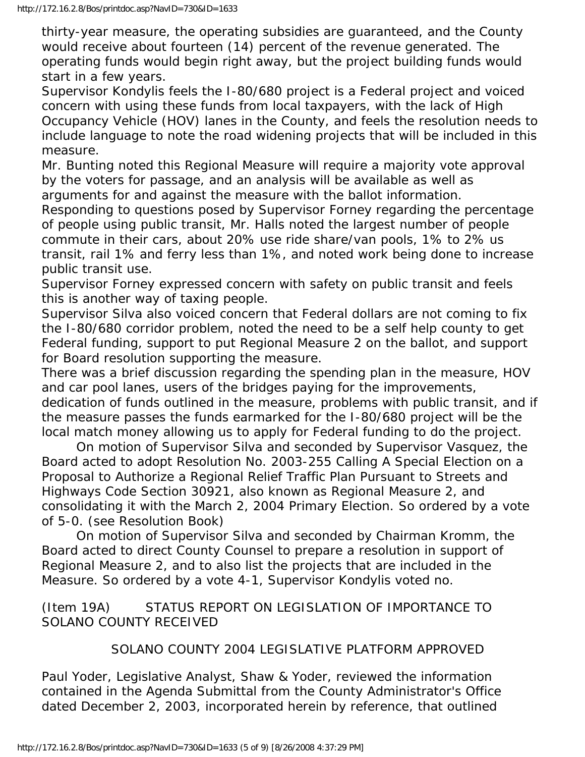thirty-year measure, the operating subsidies are guaranteed, and the County would receive about fourteen (14) percent of the revenue generated. The operating funds would begin right away, but the project building funds would start in a few years.

Supervisor Kondylis feels the I-80/680 project is a Federal project and voiced concern with using these funds from local taxpayers, with the lack of High Occupancy Vehicle (HOV) lanes in the County, and feels the resolution needs to include language to note the road widening projects that will be included in this measure.

Mr. Bunting noted this Regional Measure will require a majority vote approval by the voters for passage, and an analysis will be available as well as arguments for and against the measure with the ballot information.

Responding to questions posed by Supervisor Forney regarding the percentage of people using public transit, Mr. Halls noted the largest number of people commute in their cars, about 20% use ride share/van pools, 1% to 2% us transit, rail 1% and ferry less than 1%, and noted work being done to increase public transit use.

Supervisor Forney expressed concern with safety on public transit and feels this is another way of taxing people.

Supervisor Silva also voiced concern that Federal dollars are not coming to fix the I-80/680 corridor problem, noted the need to be a self help county to get Federal funding, support to put Regional Measure 2 on the ballot, and support for Board resolution supporting the measure.

There was a brief discussion regarding the spending plan in the measure, HOV and car pool lanes, users of the bridges paying for the improvements, dedication of funds outlined in the measure, problems with public transit, and if the measure passes the funds earmarked for the I-80/680 project will be the local match money allowing us to apply for Federal funding to do the project.

On motion of Supervisor Silva and seconded by Supervisor Vasquez, the Board acted to adopt Resolution No. 2003-255 Calling A Special Election on a Proposal to Authorize a Regional Relief Traffic Plan Pursuant to Streets and Highways Code Section 30921, also known as Regional Measure 2, and consolidating it with the March 2, 2004 Primary Election. So ordered by a vote of 5-0. (see Resolution Book)

On motion of Supervisor Silva and seconded by Chairman Kromm, the Board acted to direct County Counsel to prepare a resolution in support of Regional Measure 2, and to also list the projects that are included in the Measure. So ordered by a vote 4-1, Supervisor Kondylis voted no.

(Item 19A) STATUS REPORT ON LEGISLATION OF IMPORTANCE TO SOLANO COUNTY RECEIVED

SOLANO COUNTY 2004 LEGISLATIVE PLATFORM APPROVED

Paul Yoder, Legislative Analyst, Shaw & Yoder, reviewed the information contained in the Agenda Submittal from the County Administrator's Office dated December 2, 2003, incorporated herein by reference, that outlined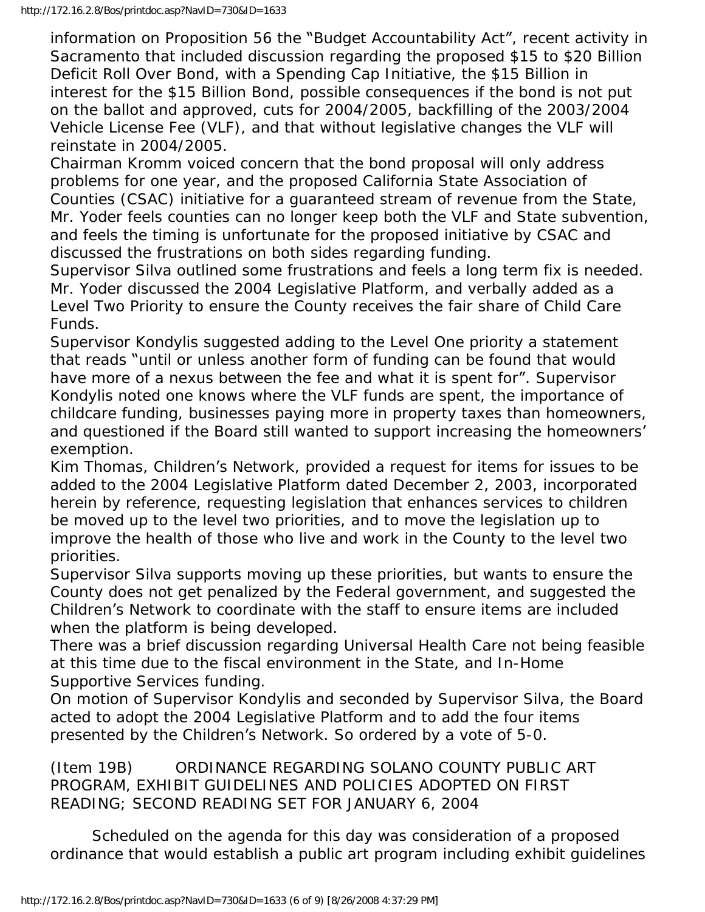information on Proposition 56 the "Budget Accountability Act", recent activity in Sacramento that included discussion regarding the proposed $15 to $20 Billion Deficit Roll Over Bond, with a Spending Cap Initiative, the $15 Billion in interest for the $15 Billion Bond, possible consequences if the bond is not put on the ballot and approved, cuts for 2004/2005, backfilling of the 2003/2004 Vehicle License Fee (VLF), and that without legislative changes the VLF will reinstate in 2004/2005.

Chairman Kromm voiced concern that the bond proposal will only address problems for one year, and the proposed California State Association of Counties (CSAC) initiative for a guaranteed stream of revenue from the State, Mr. Yoder feels counties can no longer keep both the VLF and State subvention, and feels the timing is unfortunate for the proposed initiative by CSAC and discussed the frustrations on both sides regarding funding.

Supervisor Silva outlined some frustrations and feels a long term fix is needed.

Mr. Yoder discussed the 2004 Legislative Platform, and verbally added as a Level Two Priority to ensure the County receives the fair share of Child Care Funds.

Supervisor Kondylis suggested adding to the Level One priority a statement that reads "until or unless another form of funding can be found that would have more of a nexus between the fee and what it is spent for". Supervisor Kondylis noted one knows where the VLF funds are spent, the importance of childcare funding, businesses paying more in property taxes than homeowners, and questioned if the Board still wanted to support increasing the homeowners' exemption.

Kim Thomas, Children's Network, provided a request for items for issues to be added to the 2004 Legislative Platform dated December 2, 2003, incorporated herein by reference, requesting legislation that enhances services to children be moved up to the level two priorities, and to move the legislation up to improve the health of those who live and work in the County to the level two priorities.

Supervisor Silva supports moving up these priorities, but wants to ensure the County does not get penalized by the Federal government, and suggested the Children's Network to coordinate with the staff to ensure items are included when the platform is being developed.

There was a brief discussion regarding Universal Health Care not being feasible at this time due to the fiscal environment in the State, and In-Home Supportive Services funding.

On motion of Supervisor Kondylis and seconded by Supervisor Silva, the Board acted to adopt the 2004 Legislative Platform and to add the four items presented by the Children's Network. So ordered by a vote of 5-0.

(Item 19B) ORDINANCE REGARDING SOLANO COUNTY PUBLIC ART PROGRAM, EXHIBIT GUIDELINES AND POLICIES ADOPTED ON FIRST READING; SECOND READING SET FOR JANUARY 6, 2004

Scheduled on the agenda for this day was consideration of a proposed ordinance that would establish a public art program including exhibit guidelines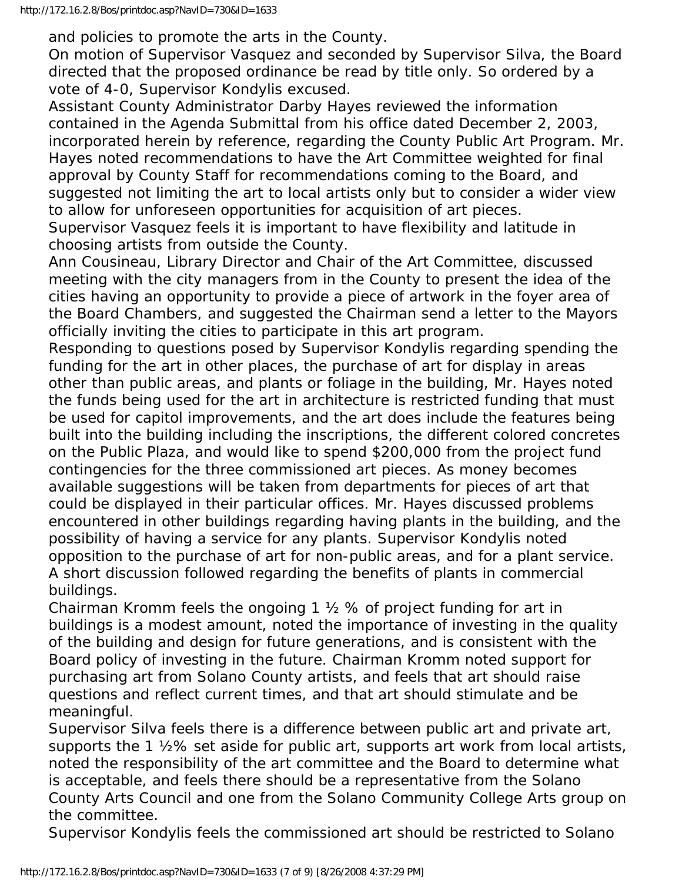and policies to promote the arts in the County.

On motion of Supervisor Vasquez and seconded by Supervisor Silva, the Board directed that the proposed ordinance be read by title only. So ordered by a vote of 4-0, Supervisor Kondylis excused.

Assistant County Administrator Darby Hayes reviewed the information contained in the Agenda Submittal from his office dated December 2, 2003, incorporated herein by reference, regarding the County Public Art Program. Mr. Hayes noted recommendations to have the Art Committee weighted for final approval by County Staff for recommendations coming to the Board, and suggested not limiting the art to local artists only but to consider a wider view to allow for unforeseen opportunities for acquisition of art pieces.

Supervisor Vasquez feels it is important to have flexibility and latitude in choosing artists from outside the County.

Ann Cousineau, Library Director and Chair of the Art Committee, discussed meeting with the city managers from in the County to present the idea of the cities having an opportunity to provide a piece of artwork in the foyer area of the Board Chambers, and suggested the Chairman send a letter to the Mayors officially inviting the cities to participate in this art program.

Responding to questions posed by Supervisor Kondylis regarding spending the funding for the art in other places, the purchase of art for display in areas other than public areas, and plants or foliage in the building, Mr. Hayes noted the funds being used for the art in architecture is restricted funding that must be used for capitol improvements, and the art does include the features being built into the building including the inscriptions, the different colored concretes on the Public Plaza, and would like to spend $200,000 from the project fund contingencies for the three commissioned art pieces. As money becomes available suggestions will be taken from departments for pieces of art that could be displayed in their particular offices. Mr. Hayes discussed problems encountered in other buildings regarding having plants in the building, and the possibility of having a service for any plants. Supervisor Kondylis noted opposition to the purchase of art for non-public areas, and for a plant service. A short discussion followed regarding the benefits of plants in commercial buildings.

Chairman Kromm feels the ongoing 1 ½ % of project funding for art in buildings is a modest amount, noted the importance of investing in the quality of the building and design for future generations, and is consistent with the Board policy of investing in the future. Chairman Kromm noted support for purchasing art from Solano County artists, and feels that art should raise questions and reflect current times, and that art should stimulate and be meaningful.

Supervisor Silva feels there is a difference between public art and private art, supports the 1 ½% set aside for public art, supports art work from local artists, noted the responsibility of the art committee and the Board to determine what is acceptable, and feels there should be a representative from the Solano County Arts Council and one from the Solano Community College Arts group on the committee.

Supervisor Kondylis feels the commissioned art should be restricted to Solano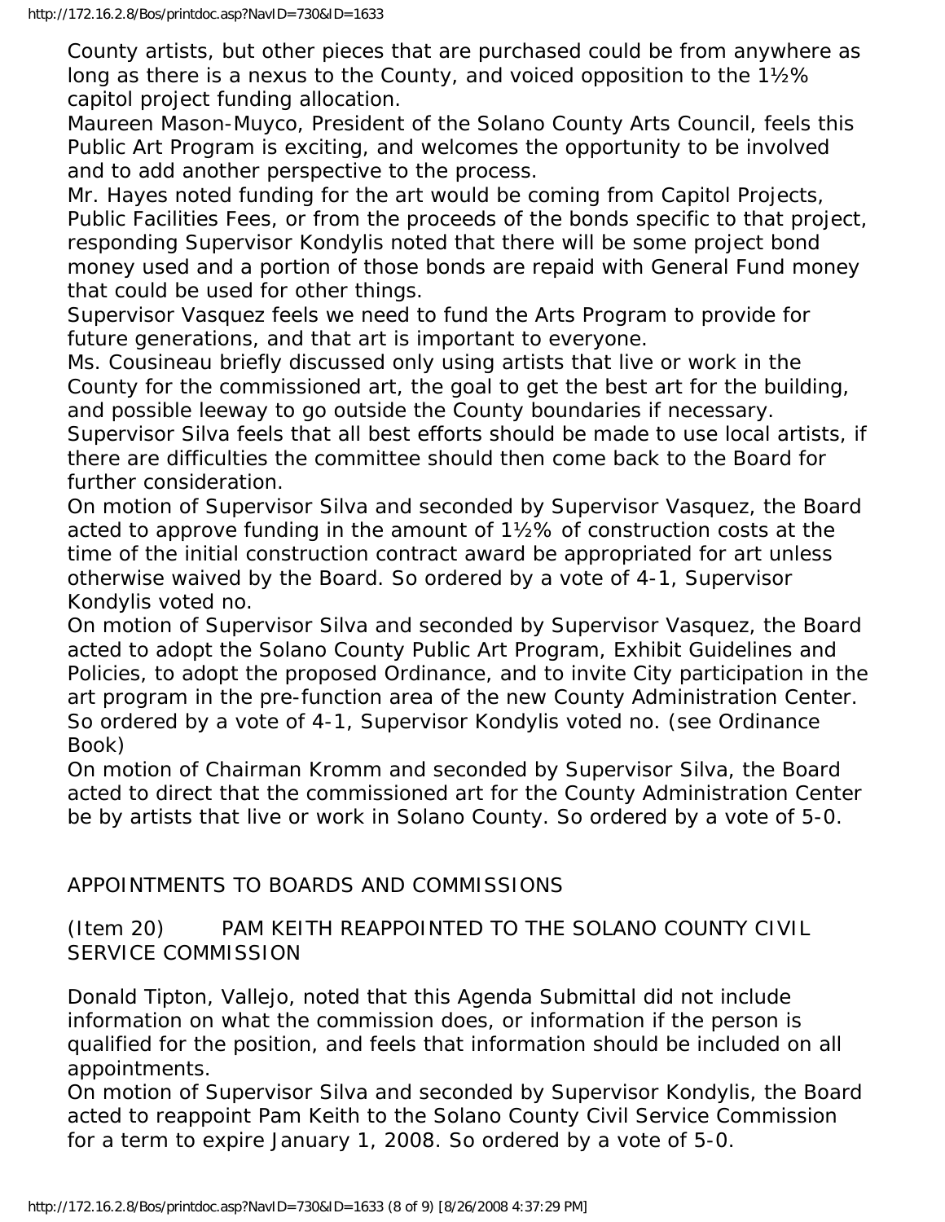County artists, but other pieces that are purchased could be from anywhere as long as there is a nexus to the County, and voiced opposition to the 1½% capitol project funding allocation.

Maureen Mason-Muyco, President of the Solano County Arts Council, feels this Public Art Program is exciting, and welcomes the opportunity to be involved and to add another perspective to the process.

Mr. Hayes noted funding for the art would be coming from Capitol Projects, Public Facilities Fees, or from the proceeds of the bonds specific to that project, responding Supervisor Kondylis noted that there will be some project bond money used and a portion of those bonds are repaid with General Fund money that could be used for other things.

Supervisor Vasquez feels we need to fund the Arts Program to provide for future generations, and that art is important to everyone.

Ms. Cousineau briefly discussed only using artists that live or work in the County for the commissioned art, the goal to get the best art for the building, and possible leeway to go outside the County boundaries if necessary.

Supervisor Silva feels that all best efforts should be made to use local artists, if there are difficulties the committee should then come back to the Board for further consideration.

On motion of Supervisor Silva and seconded by Supervisor Vasquez, the Board acted to approve funding in the amount of 1½% of construction costs at the time of the initial construction contract award be appropriated for art unless otherwise waived by the Board. So ordered by a vote of 4-1, Supervisor Kondylis voted no.

On motion of Supervisor Silva and seconded by Supervisor Vasquez, the Board acted to adopt the Solano County Public Art Program, Exhibit Guidelines and Policies, to adopt the proposed Ordinance, and to invite City participation in the art program in the pre-function area of the new County Administration Center. So ordered by a vote of 4-1, Supervisor Kondylis voted no. (see Ordinance Book)

On motion of Chairman Kromm and seconded by Supervisor Silva, the Board acted to direct that the commissioned art for the County Administration Center be by artists that live or work in Solano County. So ordered by a vote of 5-0.

## APPOINTMENTS TO BOARDS AND COMMISSIONS

### (Item 20) PAM KEITH REAPPOINTED TO THE SOLANO COUNTY CIVIL SERVICE COMMISSION

Donald Tipton, Vallejo, noted that this Agenda Submittal did not include information on what the commission does, or information if the person is qualified for the position, and feels that information should be included on all appointments.

On motion of Supervisor Silva and seconded by Supervisor Kondylis, the Board acted to reappoint Pam Keith to the Solano County Civil Service Commission for a term to expire January 1, 2008. So ordered by a vote of 5-0.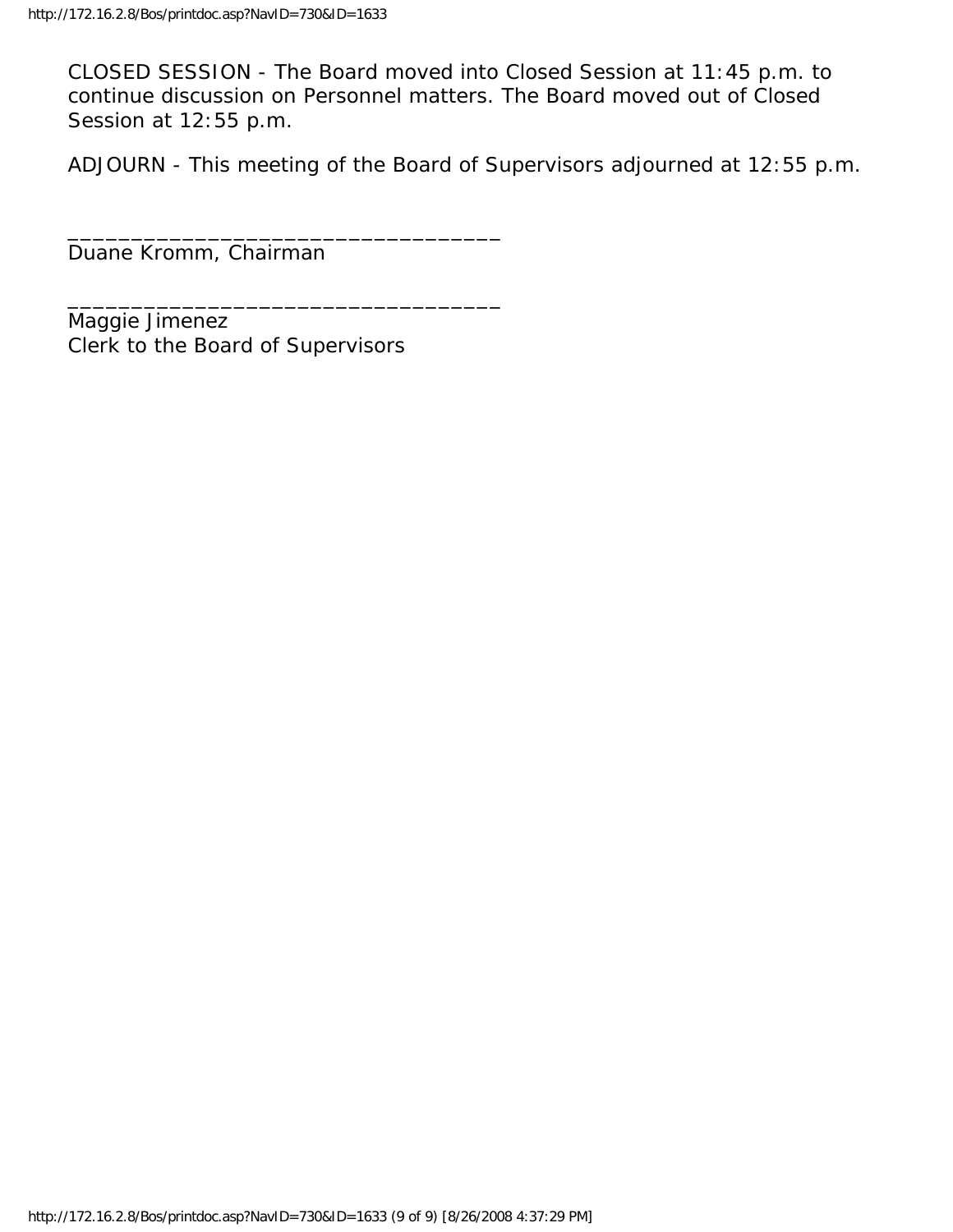CLOSED SESSION - The Board moved into Closed Session at 11:45 p.m. to continue discussion on Personnel matters. The Board moved out of Closed Session at 12:55 p.m.

ADJOURN - This meeting of the Board of Supervisors adjourned at 12:55 p.m.

\_\_\_\_\_\_\_\_\_\_\_\_\_\_\_\_\_\_\_\_\_\_\_\_\_\_\_\_\_\_\_\_\_\_\_\_\_
Duane Kromm, Chairman

\_\_\_\_\_\_\_\_\_\_\_\_\_\_\_\_\_\_\_\_\_\_\_\_\_\_\_\_\_\_\_\_\_\_\_\_\_
Maggie Jimenez
Clerk to the Board of Supervisors